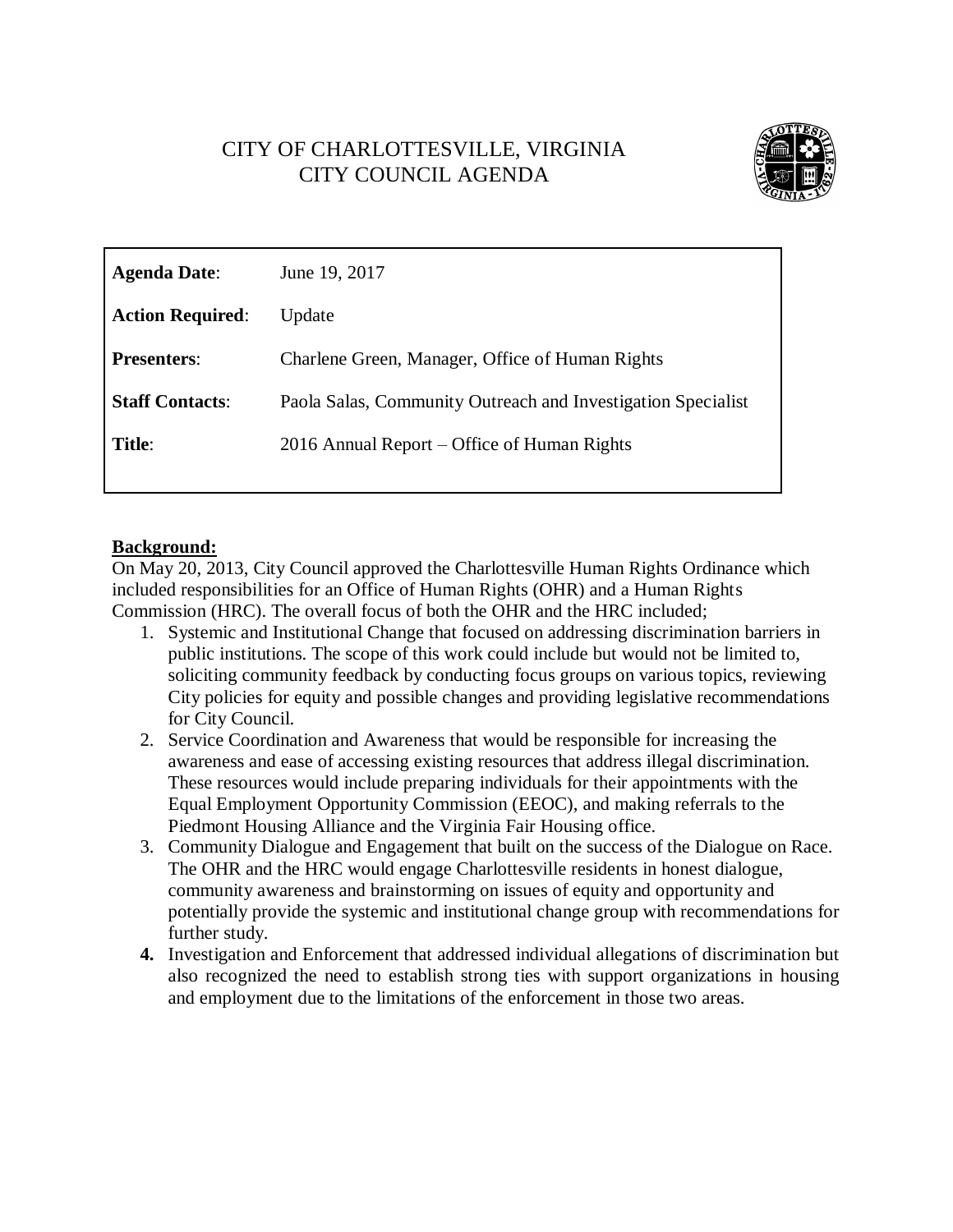# CITY OF CHARLOTTESVILLE, VIRGINIA
## CITY COUNCIL AGENDA

| | |
|---|---|
| **Agenda Date**: | June 19, 2017 |
| **Action Required**: | Update |
| **Presenters**: | Charlene Green, Manager, Office of Human Rights |
| **Staff Contacts**: | Paola Salas, Community Outreach and Investigation Specialist |
| **Title**: | 2016 Annual Report – Office of Human Rights |

**Background:**

On May 20, 2013, City Council approved the Charlottesville Human Rights Ordinance which included responsibilities for an Office of Human Rights (OHR) and a Human Rights Commission (HRC). The overall focus of both the OHR and the HRC included;

1. Systemic and Institutional Change that focused on addressing discrimination barriers in public institutions. The scope of this work could include but would not be limited to, soliciting community feedback by conducting focus groups on various topics, reviewing City policies for equity and possible changes and providing legislative recommendations for City Council.
2. Service Coordination and Awareness that would be responsible for increasing the awareness and ease of accessing existing resources that address illegal discrimination. These resources would include preparing individuals for their appointments with the Equal Employment Opportunity Commission (EEOC), and making referrals to the Piedmont Housing Alliance and the Virginia Fair Housing office.
3. Community Dialogue and Engagement that built on the success of the Dialogue on Race. The OHR and the HRC would engage Charlottesville residents in honest dialogue, community awareness and brainstorming on issues of equity and opportunity and potentially provide the systemic and institutional change group with recommendations for further study.
4. Investigation and Enforcement that addressed individual allegations of discrimination but also recognized the need to establish strong ties with support organizations in housing and employment due to the limitations of the enforcement in those two areas.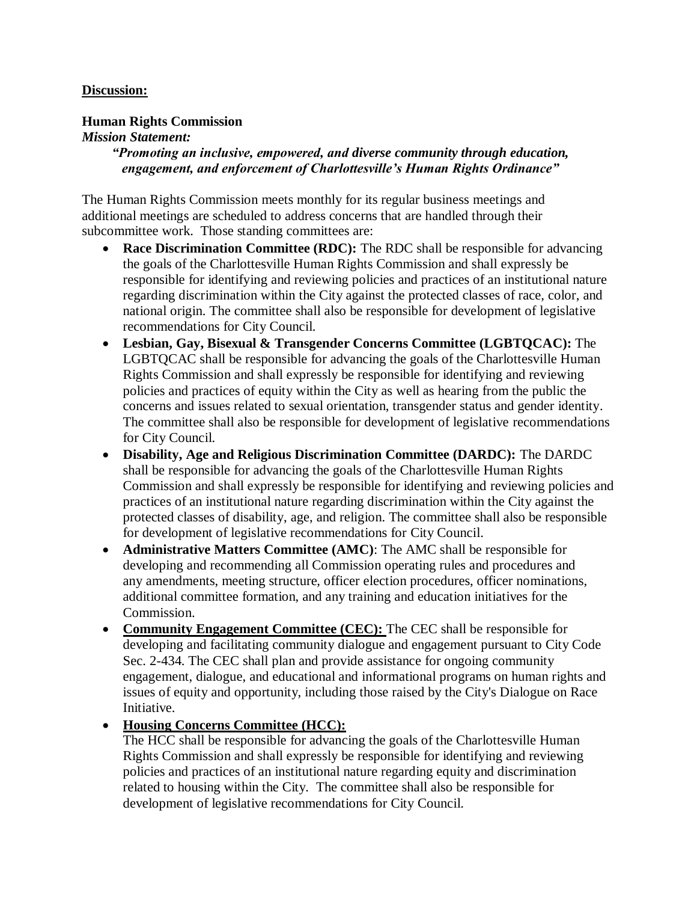**Discussion:**

**Human Rights Commission**
***Mission Statement:***

> ***"Promoting an inclusive, empowered, and diverse community through education, engagement, and enforcement of Charlottesville's Human Rights Ordinance"***

The Human Rights Commission meets monthly for its regular business meetings and additional meetings are scheduled to address concerns that are handled through their subcommittee work. Those standing committees are:

- **Race Discrimination Committee (RDC):** The RDC shall be responsible for advancing the goals of the Charlottesville Human Rights Commission and shall expressly be responsible for identifying and reviewing policies and practices of an institutional nature regarding discrimination within the City against the protected classes of race, color, and national origin. The committee shall also be responsible for development of legislative recommendations for City Council.
- **Lesbian, Gay, Bisexual & Transgender Concerns Committee (LGBTQCAC):** The LGBTQCAC shall be responsible for advancing the goals of the Charlottesville Human Rights Commission and shall expressly be responsible for identifying and reviewing policies and practices of equity within the City as well as hearing from the public the concerns and issues related to sexual orientation, transgender status and gender identity. The committee shall also be responsible for development of legislative recommendations for City Council.
- **Disability, Age and Religious Discrimination Committee (DARDC):** The DARDC shall be responsible for advancing the goals of the Charlottesville Human Rights Commission and shall expressly be responsible for identifying and reviewing policies and practices of an institutional nature regarding discrimination within the City against the protected classes of disability, age, and religion. The committee shall also be responsible for development of legislative recommendations for City Council.
- **Administrative Matters Committee (AMC)**: The AMC shall be responsible for developing and recommending all Commission operating rules and procedures and any amendments, meeting structure, officer election procedures, officer nominations, additional committee formation, and any training and education initiatives for the Commission.
- **Community Engagement Committee (CEC):** The CEC shall be responsible for developing and facilitating community dialogue and engagement pursuant to City Code Sec. 2-434. The CEC shall plan and provide assistance for ongoing community engagement, dialogue, and educational and informational programs on human rights and issues of equity and opportunity, including those raised by the City's Dialogue on Race Initiative.
- **Housing Concerns Committee (HCC):**
  The HCC shall be responsible for advancing the goals of the Charlottesville Human Rights Commission and shall expressly be responsible for identifying and reviewing policies and practices of an institutional nature regarding equity and discrimination related to housing within the City. The committee shall also be responsible for development of legislative recommendations for City Council.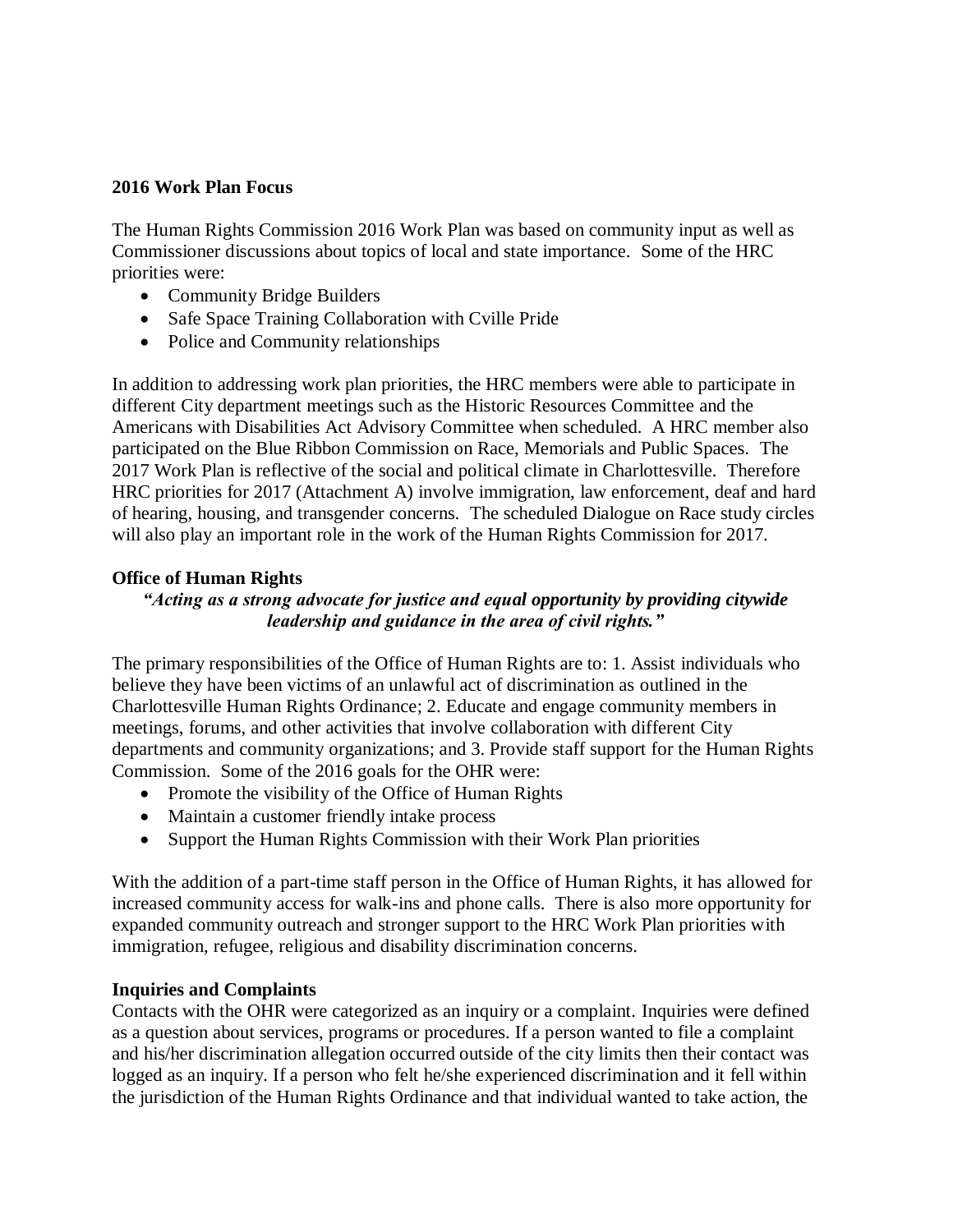**2016 Work Plan Focus**

The Human Rights Commission 2016 Work Plan was based on community input as well as Commissioner discussions about topics of local and state importance. Some of the HRC priorities were:

- Community Bridge Builders
- Safe Space Training Collaboration with Cville Pride
- Police and Community relationships

In addition to addressing work plan priorities, the HRC members were able to participate in different City department meetings such as the Historic Resources Committee and the Americans with Disabilities Act Advisory Committee when scheduled. A HRC member also participated on the Blue Ribbon Commission on Race, Memorials and Public Spaces. The 2017 Work Plan is reflective of the social and political climate in Charlottesville. Therefore HRC priorities for 2017 (Attachment A) involve immigration, law enforcement, deaf and hard of hearing, housing, and transgender concerns. The scheduled Dialogue on Race study circles will also play an important role in the work of the Human Rights Commission for 2017.

**Office of Human Rights**

***"Acting as a strong advocate for justice and equal opportunity by providing citywide leadership and guidance in the area of civil rights."***

The primary responsibilities of the Office of Human Rights are to: 1. Assist individuals who believe they have been victims of an unlawful act of discrimination as outlined in the Charlottesville Human Rights Ordinance; 2. Educate and engage community members in meetings, forums, and other activities that involve collaboration with different City departments and community organizations; and 3. Provide staff support for the Human Rights Commission. Some of the 2016 goals for the OHR were:

- Promote the visibility of the Office of Human Rights
- Maintain a customer friendly intake process
- Support the Human Rights Commission with their Work Plan priorities

With the addition of a part-time staff person in the Office of Human Rights, it has allowed for increased community access for walk-ins and phone calls. There is also more opportunity for expanded community outreach and stronger support to the HRC Work Plan priorities with immigration, refugee, religious and disability discrimination concerns.

**Inquiries and Complaints**

Contacts with the OHR were categorized as an inquiry or a complaint. Inquiries were defined as a question about services, programs or procedures. If a person wanted to file a complaint and his/her discrimination allegation occurred outside of the city limits then their contact was logged as an inquiry. If a person who felt he/she experienced discrimination and it fell within the jurisdiction of the Human Rights Ordinance and that individual wanted to take action, the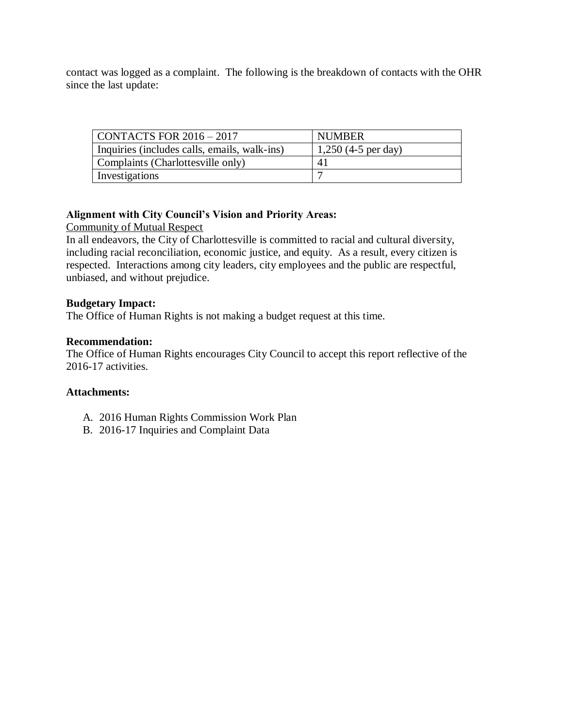contact was logged as a complaint. The following is the breakdown of contacts with the OHR since the last update:

| CONTACTS FOR 2016 – 2017 | NUMBER |
| --- | --- |
| Inquiries (includes calls, emails, walk-ins) | 1,250 (4-5 per day) |
| Complaints (Charlottesville only) | 41 |
| Investigations | 7 |

**Alignment with City Council's Vision and Priority Areas:**

Community of Mutual Respect

In all endeavors, the City of Charlottesville is committed to racial and cultural diversity, including racial reconciliation, economic justice, and equity. As a result, every citizen is respected. Interactions among city leaders, city employees and the public are respectful, unbiased, and without prejudice.

**Budgetary Impact:**

The Office of Human Rights is not making a budget request at this time.

**Recommendation:**

The Office of Human Rights encourages City Council to accept this report reflective of the 2016-17 activities.

**Attachments:**

A. 2016 Human Rights Commission Work Plan
B. 2016-17 Inquiries and Complaint Data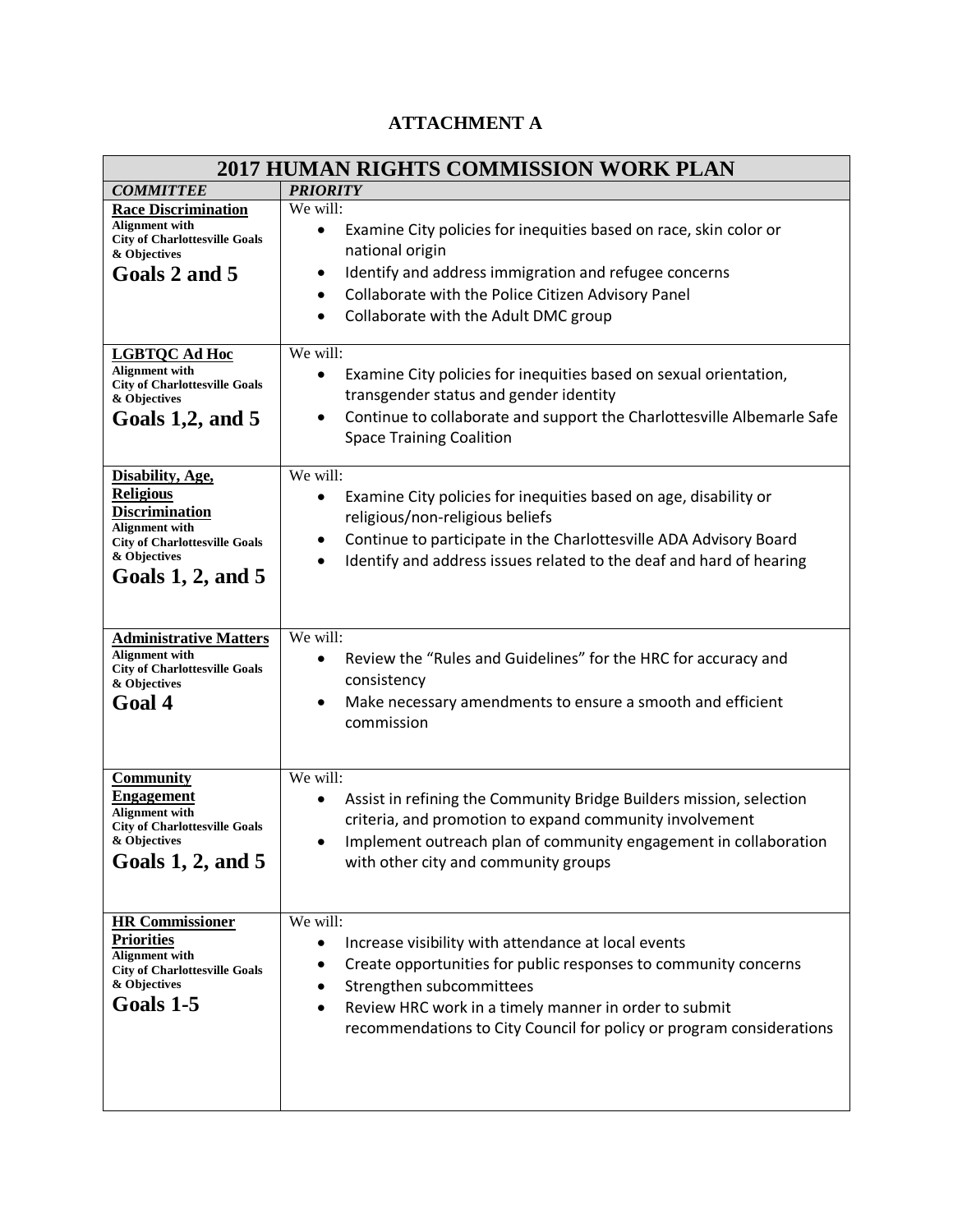## ATTACHMENT A

| 2017 HUMAN RIGHTS COMMISSION WORK PLAN | |
|---|---|
| ***COMMITTEE*** | ***PRIORITY*** |
| **Race Discrimination**<br>**Alignment with City of Charlottesville Goals & Objectives**<br>**Goals 2 and 5** | We will:<br>• Examine City policies for inequities based on race, skin color or national origin<br>• Identify and address immigration and refugee concerns<br>• Collaborate with the Police Citizen Advisory Panel<br>• Collaborate with the Adult DMC group |
| **LGBTQC Ad Hoc**<br>**Alignment with City of Charlottesville Goals & Objectives**<br>**Goals 1,2, and 5** | We will:<br>• Examine City policies for inequities based on sexual orientation, transgender status and gender identity<br>• Continue to collaborate and support the Charlottesville Albemarle Safe Space Training Coalition |
| **Disability, Age, Religious Discrimination**<br>**Alignment with City of Charlottesville Goals & Objectives**<br>**Goals 1, 2, and 5** | We will:<br>• Examine City policies for inequities based on age, disability or religious/non-religious beliefs<br>• Continue to participate in the Charlottesville ADA Advisory Board<br>• Identify and address issues related to the deaf and hard of hearing |
| **Administrative Matters**<br>**Alignment with City of Charlottesville Goals & Objectives**<br>**Goal 4** | We will:<br>• Review the "Rules and Guidelines" for the HRC for accuracy and consistency<br>• Make necessary amendments to ensure a smooth and efficient commission |
| **Community Engagement**<br>**Alignment with City of Charlottesville Goals & Objectives**<br>**Goals 1, 2, and 5** | We will:<br>• Assist in refining the Community Bridge Builders mission, selection criteria, and promotion to expand community involvement<br>• Implement outreach plan of community engagement in collaboration with other city and community groups |
| **HR Commissioner Priorities**<br>**Alignment with City of Charlottesville Goals & Objectives**<br>**Goals 1-5** | We will:<br>• Increase visibility with attendance at local events<br>• Create opportunities for public responses to community concerns<br>• Strengthen subcommittees<br>• Review HRC work in a timely manner in order to submit recommendations to City Council for policy or program considerations |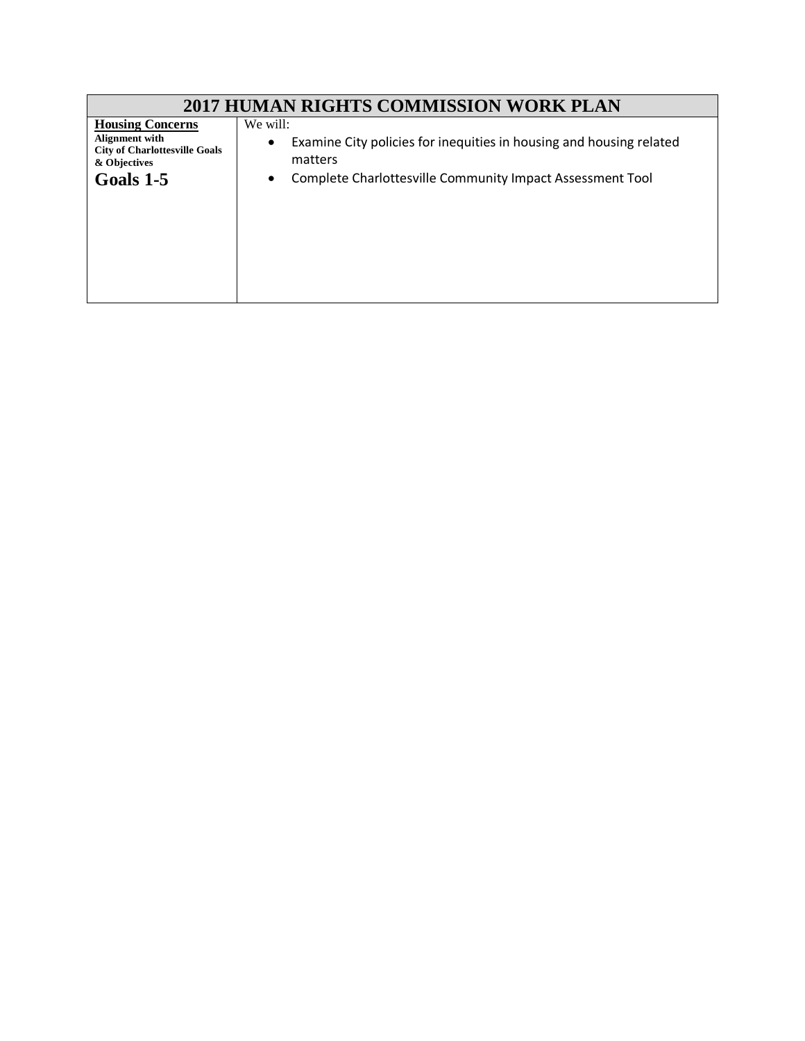| 2017 HUMAN RIGHTS COMMISSION WORK PLAN | |
|---|---|
| **Housing Concerns**<br>**Alignment with City of Charlottesville Goals & Objectives**<br>**Goals 1-5** | We will:<br>• Examine City policies for inequities in housing and housing related matters<br>• Complete Charlottesville Community Impact Assessment Tool |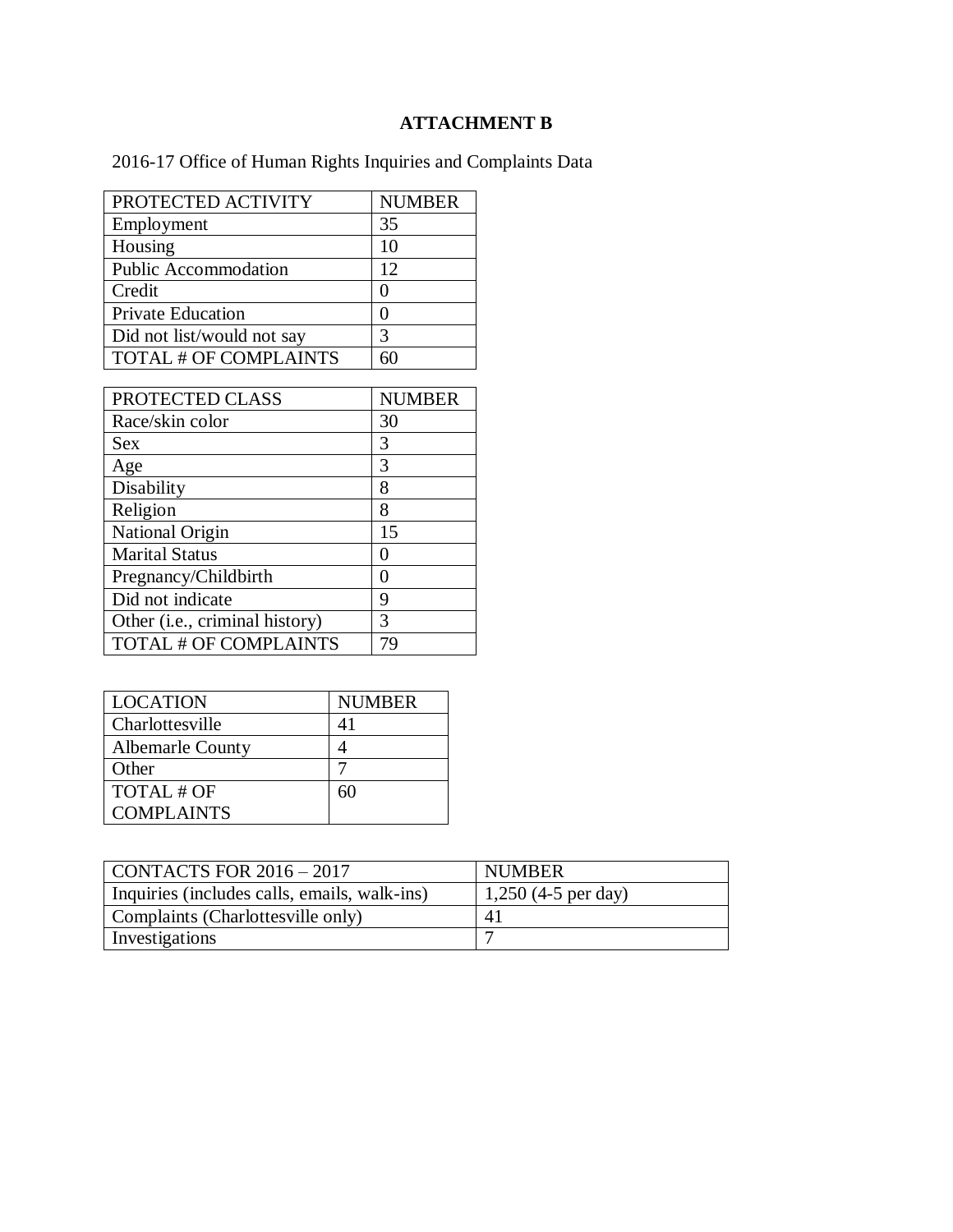# ATTACHMENT B

2016-17 Office of Human Rights Inquiries and Complaints Data

| PROTECTED ACTIVITY | NUMBER |
|---|---|
| Employment | 35 |
| Housing | 10 |
| Public Accommodation | 12 |
| Credit | 0 |
| Private Education | 0 |
| Did not list/would not say | 3 |
| TOTAL # OF COMPLAINTS | 60 |

| PROTECTED CLASS | NUMBER |
|---|---|
| Race/skin color | 30 |
| Sex | 3 |
| Age | 3 |
| Disability | 8 |
| Religion | 8 |
| National Origin | 15 |
| Marital Status | 0 |
| Pregnancy/Childbirth | 0 |
| Did not indicate | 9 |
| Other (i.e., criminal history) | 3 |
| TOTAL # OF COMPLAINTS | 79 |

| LOCATION | NUMBER |
|---|---|
| Charlottesville | 41 |
| Albemarle County | 4 |
| Other | 7 |
| TOTAL # OF COMPLAINTS | 60 |

| CONTACTS FOR 2016 – 2017 | NUMBER |
|---|---|
| Inquiries (includes calls, emails, walk-ins) | 1,250 (4-5 per day) |
| Complaints (Charlottesville only) | 41 |
| Investigations | 7 |